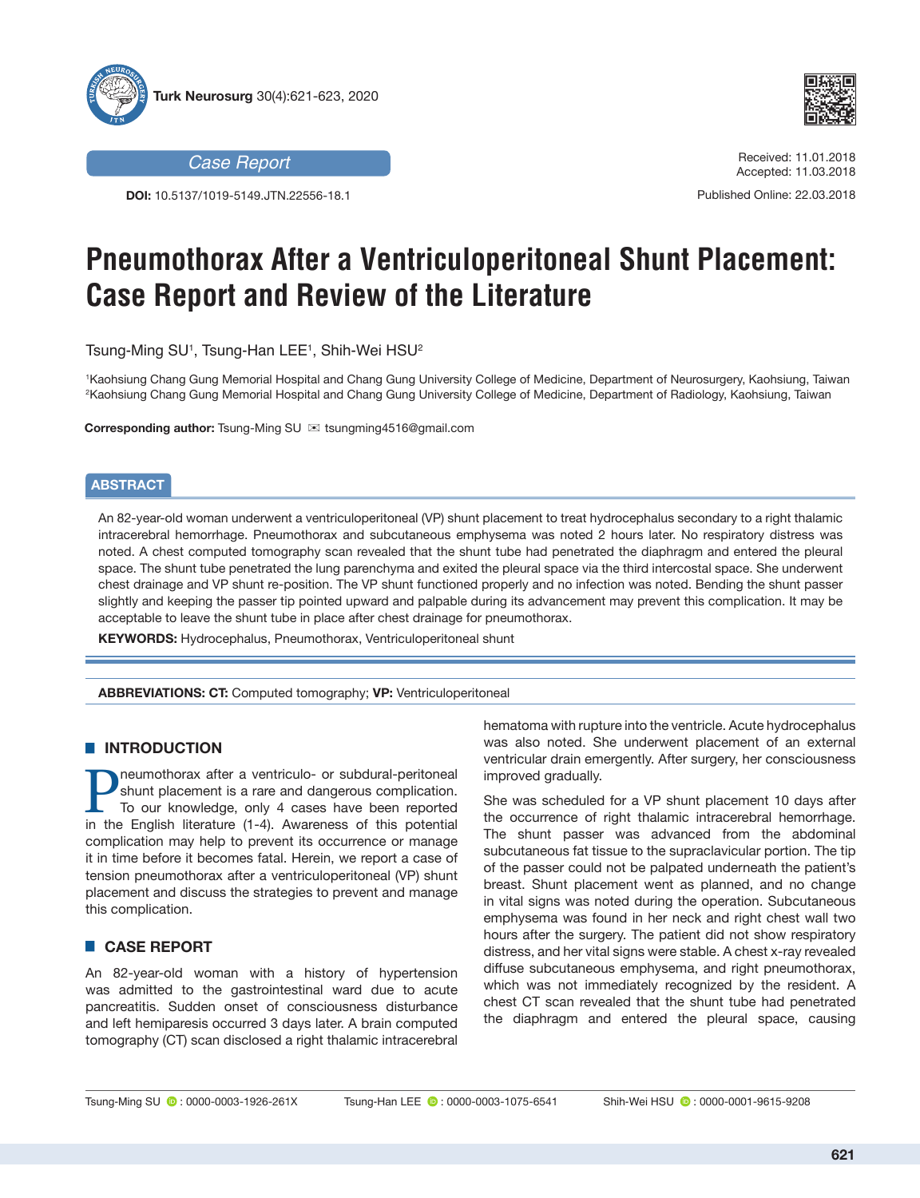Case Report

**DOI:** 10.5137/1019-5149.JTN.22556-18.1

Received: 11.01.2018
Accepted: 11.03.2018
Published Online: 22.03.2018

# Pneumothorax After a Ventriculoperitoneal Shunt Placement: Case Report and Review of the Literature

Tsung-Ming SU[1], Tsung-Han LEE[1], Shih-Wei HSU[2]

[1]Kaohsiung Chang Gung Memorial Hospital and Chang Gung University College of Medicine, Department of Neurosurgery, Kaohsiung, Taiwan
[2]Kaohsiung Chang Gung Memorial Hospital and Chang Gung University College of Medicine, Department of Radiology, Kaohsiung, Taiwan

**Corresponding author:** Tsung-Ming SU ✉ tsungming4516@gmail.com

## ABSTRACT

An 82-year-old woman underwent a ventriculoperitoneal (VP) shunt placement to treat hydrocephalus secondary to a right thalamic intracerebral hemorrhage. Pneumothorax and subcutaneous emphysema was noted 2 hours later. No respiratory distress was noted. A chest computed tomography scan revealed that the shunt tube had penetrated the diaphragm and entered the pleural space. The shunt tube penetrated the lung parenchyma and exited the pleural space via the third intercostal space. She underwent chest drainage and VP shunt re-position. The VP shunt functioned properly and no infection was noted. Bending the shunt passer slightly and keeping the passer tip pointed upward and palpable during its advancement may prevent this complication. It may be acceptable to leave the shunt tube in place after chest drainage for pneumothorax.

**KEYWORDS:** Hydrocephalus, Pneumothorax, Ventriculoperitoneal shunt

**ABBREVIATIONS: CT:** Computed tomography; **VP:** Ventriculoperitoneal

## INTRODUCTION

Pneumothorax after a ventriculo- or subdural-peritoneal shunt placement is a rare and dangerous complication. To our knowledge, only 4 cases have been reported in the English literature (1-4). Awareness of this potential complication may help to prevent its occurrence or manage it in time before it becomes fatal. Herein, we report a case of tension pneumothorax after a ventriculoperitoneal (VP) shunt placement and discuss the strategies to prevent and manage this complication.

## CASE REPORT

An 82-year-old woman with a history of hypertension was admitted to the gastrointestinal ward due to acute pancreatitis. Sudden onset of consciousness disturbance and left hemiparesis occurred 3 days later. A brain computed tomography (CT) scan disclosed a right thalamic intracerebral hematoma with rupture into the ventricle. Acute hydrocephalus was also noted. She underwent placement of an external ventricular drain emergently. After surgery, her consciousness improved gradually.

She was scheduled for a VP shunt placement 10 days after the occurrence of right thalamic intracerebral hemorrhage. The shunt passer was advanced from the abdominal subcutaneous fat tissue to the supraclavicular portion. The tip of the passer could not be palpated underneath the patient's breast. Shunt placement went as planned, and no change in vital signs was noted during the operation. Subcutaneous emphysema was found in her neck and right chest wall two hours after the surgery. The patient did not show respiratory distress, and her vital signs were stable. A chest x-ray revealed diffuse subcutaneous emphysema, and right pneumothorax, which was not immediately recognized by the resident. A chest CT scan revealed that the shunt tube had penetrated the diaphragm and entered the pleural space, causing

Tsung-Ming SU : 0000-0003-1926-261X    Tsung-Han LEE : 0000-0003-1075-6541    Shih-Wei HSU : 0000-0001-9615-9208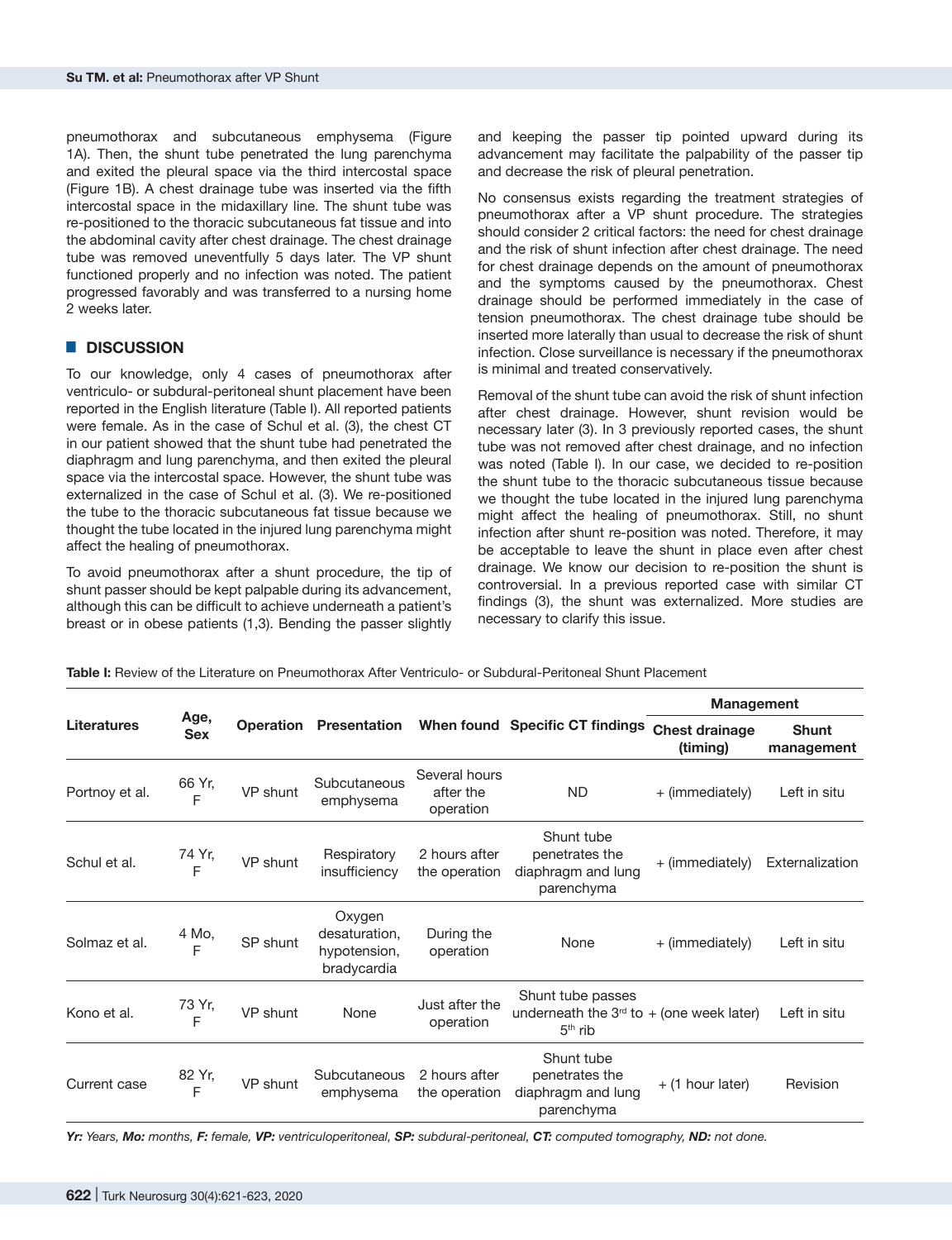pneumothorax and subcutaneous emphysema (Figure 1A). Then, the shunt tube penetrated the lung parenchyma and exited the pleural space via the third intercostal space (Figure 1B). A chest drainage tube was inserted via the fifth intercostal space in the midaxillary line. The shunt tube was re-positioned to the thoracic subcutaneous fat tissue and into the abdominal cavity after chest drainage. The chest drainage tube was removed uneventfully 5 days later. The VP shunt functioned properly and no infection was noted. The patient progressed favorably and was transferred to a nursing home 2 weeks later.

## DISCUSSION

To our knowledge, only 4 cases of pneumothorax after ventriculo- or subdural-peritoneal shunt placement have been reported in the English literature (Table I). All reported patients were female. As in the case of Schul et al. (3), the chest CT in our patient showed that the shunt tube had penetrated the diaphragm and lung parenchyma, and then exited the pleural space via the intercostal space. However, the shunt tube was externalized in the case of Schul et al. (3). We re-positioned the tube to the thoracic subcutaneous fat tissue because we thought the tube located in the injured lung parenchyma might affect the healing of pneumothorax.

To avoid pneumothorax after a shunt procedure, the tip of shunt passer should be kept palpable during its advancement, although this can be difficult to achieve underneath a patient's breast or in obese patients (1,3). Bending the passer slightly and keeping the passer tip pointed upward during its advancement may facilitate the palpability of the passer tip and decrease the risk of pleural penetration.

No consensus exists regarding the treatment strategies of pneumothorax after a VP shunt procedure. The strategies should consider 2 critical factors: the need for chest drainage and the risk of shunt infection after chest drainage. The need for chest drainage depends on the amount of pneumothorax and the symptoms caused by the pneumothorax. Chest drainage should be performed immediately in the case of tension pneumothorax. The chest drainage tube should be inserted more laterally than usual to decrease the risk of shunt infection. Close surveillance is necessary if the pneumothorax is minimal and treated conservatively.

Removal of the shunt tube can avoid the risk of shunt infection after chest drainage. However, shunt revision would be necessary later (3). In 3 previously reported cases, the shunt tube was not removed after chest drainage, and no infection was noted (Table I). In our case, we decided to re-position the shunt tube to the thoracic subcutaneous tissue because we thought the tube located in the injured lung parenchyma might affect the healing of pneumothorax. Still, no shunt infection after shunt re-position was noted. Therefore, it may be acceptable to leave the shunt in place even after chest drainage. We know our decision to re-position the shunt is controversial. In a previous reported case with similar CT findings (3), the shunt was externalized. More studies are necessary to clarify this issue.

**Table I:** Review of the Literature on Pneumothorax After Ventriculo- or Subdural-Peritoneal Shunt Placement

| Literatures | Age, Sex | Operation | Presentation | When found | Specific CT findings | Management | |
|---|---|---|---|---|---|---|---|
| | | | | | | **Chest drainage (timing)** | **Shunt management** |
| Portnoy et al. | 66 Yr, F | VP shunt | Subcutaneous emphysema | Several hours after the operation | ND | + (immediately) | Left in situ |
| Schul et al. | 74 Yr, F | VP shunt | Respiratory insufficiency | 2 hours after the operation | Shunt tube penetrates the diaphragm and lung parenchyma | + (immediately) | Externalization |
| Solmaz et al. | 4 Mo, F | SP shunt | Oxygen desaturation, hypotension, bradycardia | During the operation | None | + (immediately) | Left in situ |
| Kono et al. | 73 Yr, F | VP shunt | None | Just after the operation | Shunt tube passes underneath the 3rd to 5th rib | + (one week later) | Left in situ |
| Current case | 82 Yr, F | VP shunt | Subcutaneous emphysema | 2 hours after the operation | Shunt tube penetrates the diaphragm and lung parenchyma | + (1 hour later) | Revision |

***Yr:*** *Years,* ***Mo:*** *months,* ***F:*** *female,* ***VP:*** *ventriculoperitoneal,* ***SP:*** *subdural-peritoneal,* ***CT:*** *computed tomography,* ***ND:*** *not done.*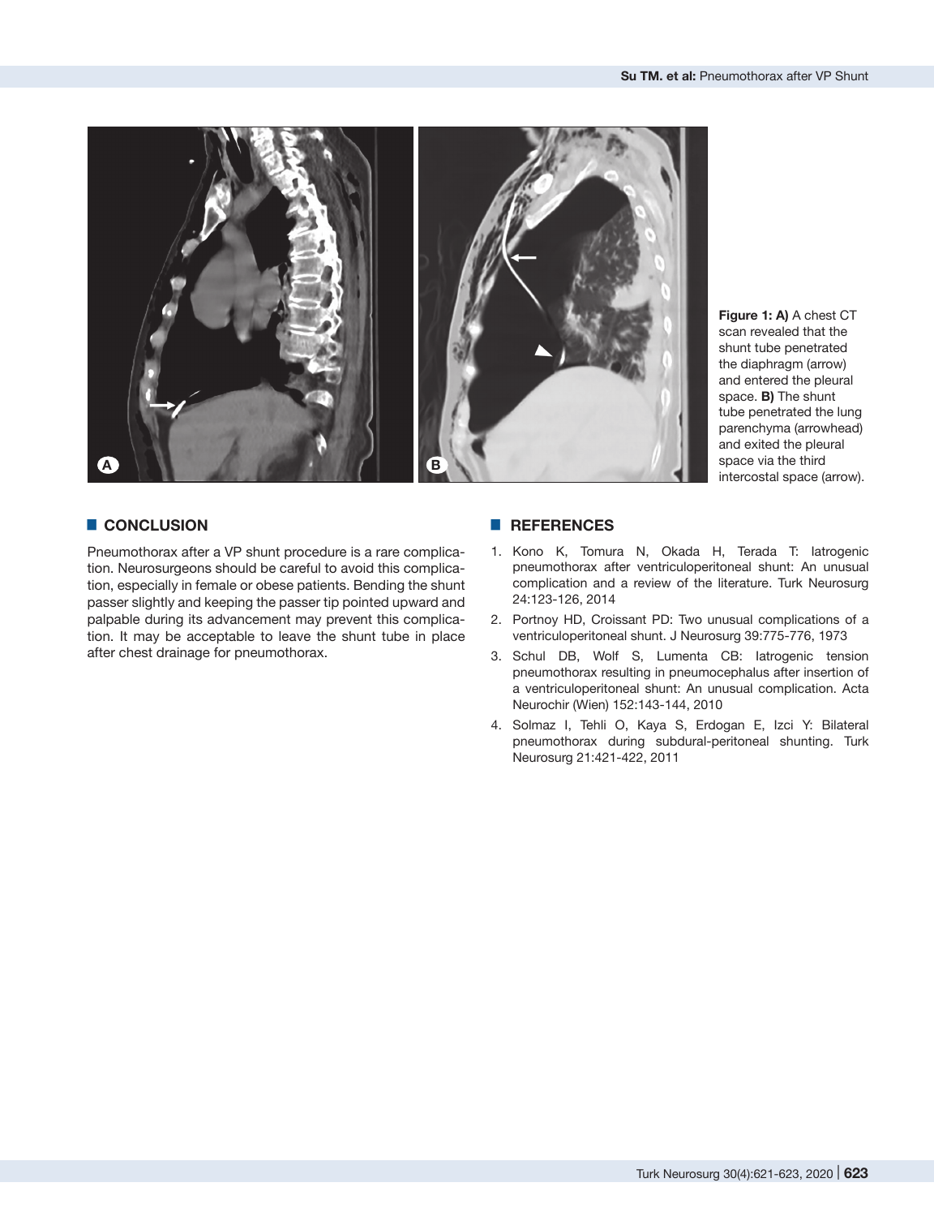Figure 1: **A)** A chest CT scan revealed that the shunt tube penetrated the diaphragm (arrow) and entered the pleural space. **B)** The shunt tube penetrated the lung parenchyma (arrowhead) and exited the pleural space via the third intercostal space (arrow).

## CONCLUSION

Pneumothorax after a VP shunt procedure is a rare complication. Neurosurgeons should be careful to avoid this complication, especially in female or obese patients. Bending the shunt passer slightly and keeping the passer tip pointed upward and palpable during its advancement may prevent this complication. It may be acceptable to leave the shunt tube in place after chest drainage for pneumothorax.

## REFERENCES

1. Kono K, Tomura N, Okada H, Terada T: Iatrogenic pneumothorax after ventriculoperitoneal shunt: An unusual complication and a review of the literature. Turk Neurosurg 24:123-126, 2014
2. Portnoy HD, Croissant PD: Two unusual complications of a ventriculoperitoneal shunt. J Neurosurg 39:775-776, 1973
3. Schul DB, Wolf S, Lumenta CB: Iatrogenic tension pneumothorax resulting in pneumocephalus after insertion of a ventriculoperitoneal shunt: An unusual complication. Acta Neurochir (Wien) 152:143-144, 2010
4. Solmaz I, Tehli O, Kaya S, Erdogan E, Izci Y: Bilateral pneumothorax during subdural-peritoneal shunting. Turk Neurosurg 21:421-422, 2011